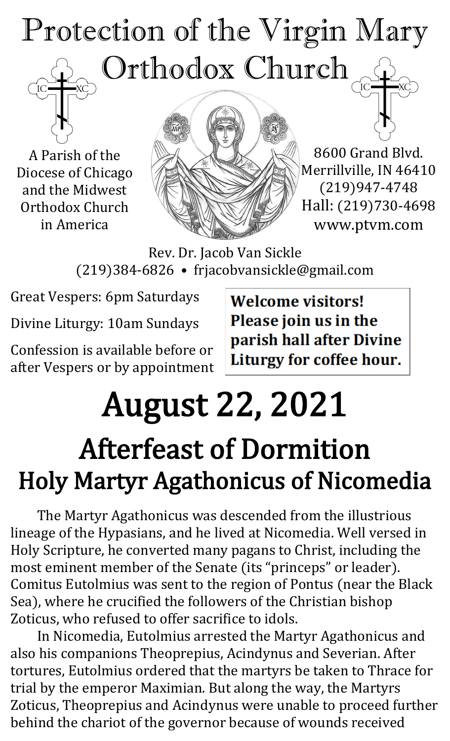# Protection of the Virgin Mary Orthodox Church

A Parish of the Diocese of Chicago and the Midwest Orthodox Church in America

8600 Grand Blvd.
Merrillville, IN 46410
(219)947-4748
Hall: (219)730-4698
www.ptvm.com

Rev. Dr. Jacob Van Sickle
(219)384-6826 • frjacobvansickle@gmail.com

Great Vespers: 6pm Saturdays

Divine Liturgy: 10am Sundays

Confession is available before or after Vespers or by appointment

**Welcome visitors! Please join us in the parish hall after Divine Liturgy for coffee hour.**

# August 22, 2021

## Afterfeast of Dormition

## Holy Martyr Agathonicus of Nicomedia

The Martyr Agathonicus was descended from the illustrious lineage of the Hypasians, and he lived at Nicomedia. Well versed in Holy Scripture, he converted many pagans to Christ, including the most eminent member of the Senate (its "princeps" or leader). Comitus Eutolmius was sent to the region of Pontus (near the Black Sea), where he crucified the followers of the Christian bishop Zoticus, who refused to offer sacrifice to idols.

In Nicomedia, Eutolmius arrested the Martyr Agathonicus and also his companions Theoprepius, Acindynus and Severian. After tortures, Eutolmius ordered that the martyrs be taken to Thrace for trial by the emperor Maximian. But along the way, the Martyrs Zoticus, Theoprepius and Acindynus were unable to proceed further behind the chariot of the governor because of wounds received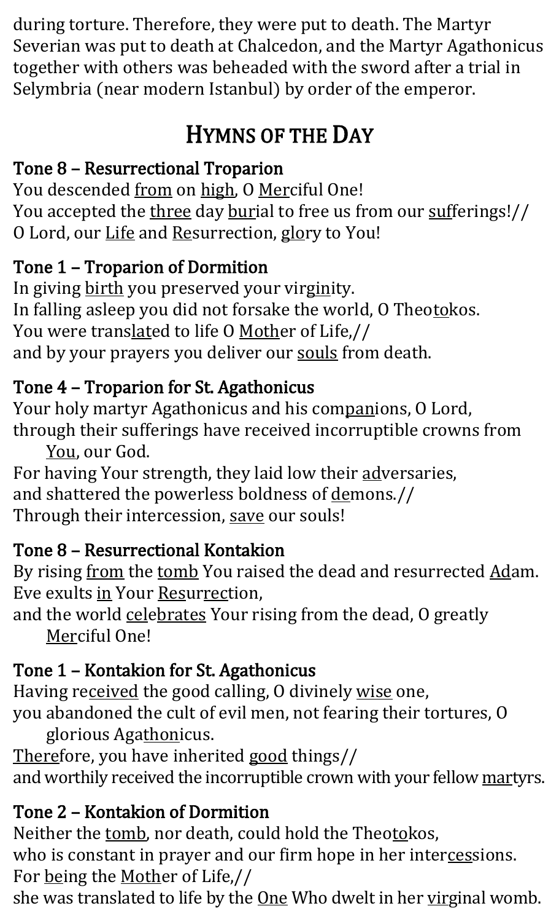during torture. Therefore, they were put to death. The Martyr Severian was put to death at Chalcedon, and the Martyr Agathonicus together with others was beheaded with the sword after a trial in Selymbria (near modern Istanbul) by order of the emperor.

## Hymns of the Day

### Tone 8 – Resurrectional Troparion

You descended from on high, O Merciful One!
You accepted the three day burial to free us from our sufferings!//
O Lord, our Life and Resurrection, glory to You!

### Tone 1 – Troparion of Dormition

In giving birth you preserved your virginity.
In falling asleep you did not forsake the world, O Theotokos.
You were translated to life O Mother of Life,//
and by your prayers you deliver our souls from death.

### Tone 4 – Troparion for St. Agathonicus

Your holy martyr Agathonicus and his companions, O Lord,
through their sufferings have received incorruptible crowns from You, our God.
For having Your strength, they laid low their adversaries,
and shattered the powerless boldness of demons.//
Through their intercession, save our souls!

### Tone 8 – Resurrectional Kontakion

By rising from the tomb You raised the dead and resurrected Adam.
Eve exults in Your Resurrection,
and the world celebrates Your rising from the dead, O greatly Merciful One!

### Tone 1 – Kontakion for St. Agathonicus

Having received the good calling, O divinely wise one,
you abandoned the cult of evil men, not fearing their tortures, O glorious Agathonicus.
Therefore, you have inherited good things//
and worthily received the incorruptible crown with your fellow martyrs.

### Tone 2 – Kontakion of Dormition

Neither the tomb, nor death, could hold the Theotokos,
who is constant in prayer and our firm hope in her intercessions.
For being the Mother of Life,//
she was translated to life by the One Who dwelt in her virginal womb.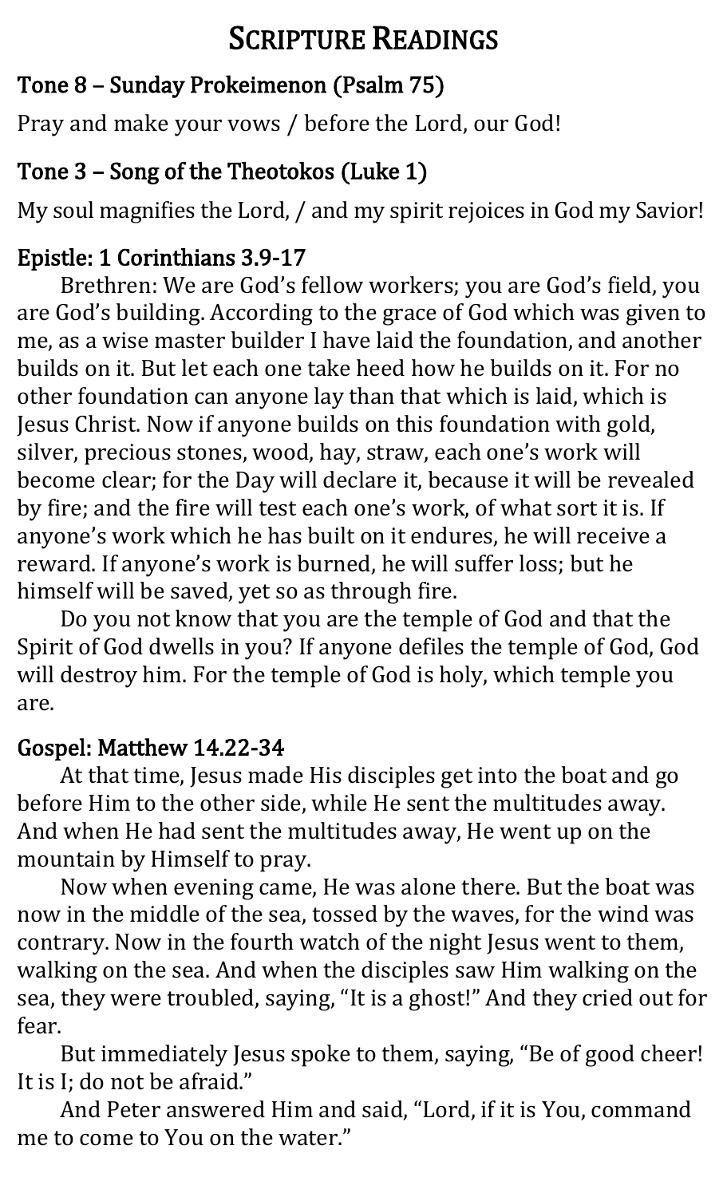# Scripture Readings

## Tone 8 – Sunday Prokeimenon (Psalm 75)

Pray and make your vows / before the Lord, our God!

## Tone 3 – Song of the Theotokos (Luke 1)

My soul magnifies the Lord, / and my spirit rejoices in God my Savior!

## Epistle: 1 Corinthians 3.9-17

Brethren: We are God's fellow workers; you are God's field, you are God's building. According to the grace of God which was given to me, as a wise master builder I have laid the foundation, and another builds on it. But let each one take heed how he builds on it. For no other foundation can anyone lay than that which is laid, which is Jesus Christ. Now if anyone builds on this foundation with gold, silver, precious stones, wood, hay, straw, each one's work will become clear; for the Day will declare it, because it will be revealed by fire; and the fire will test each one's work, of what sort it is. If anyone's work which he has built on it endures, he will receive a reward. If anyone's work is burned, he will suffer loss; but he himself will be saved, yet so as through fire.

Do you not know that you are the temple of God and that the Spirit of God dwells in you? If anyone defiles the temple of God, God will destroy him. For the temple of God is holy, which temple you are.

## Gospel: Matthew 14.22-34

At that time, Jesus made His disciples get into the boat and go before Him to the other side, while He sent the multitudes away. And when He had sent the multitudes away, He went up on the mountain by Himself to pray.

Now when evening came, He was alone there. But the boat was now in the middle of the sea, tossed by the waves, for the wind was contrary. Now in the fourth watch of the night Jesus went to them, walking on the sea. And when the disciples saw Him walking on the sea, they were troubled, saying, "It is a ghost!" And they cried out for fear.

But immediately Jesus spoke to them, saying, "Be of good cheer! It is I; do not be afraid."

And Peter answered Him and said, "Lord, if it is You, command me to come to You on the water."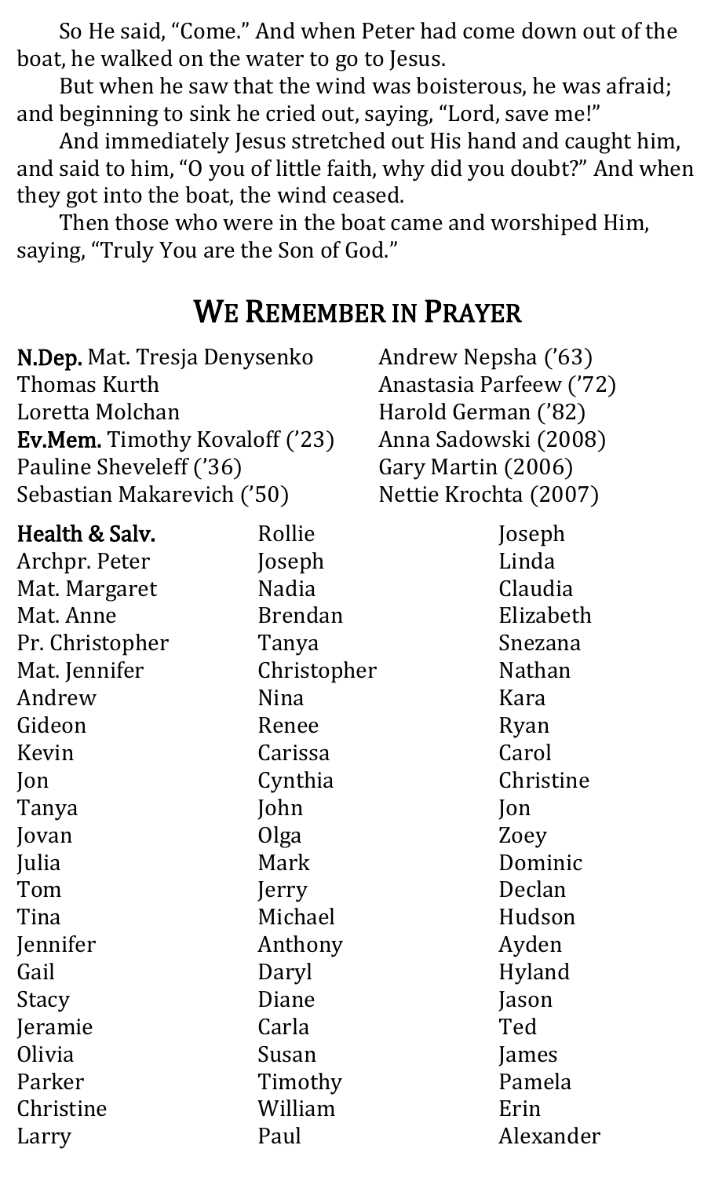So He said, “Come.” And when Peter had come down out of the boat, he walked on the water to go to Jesus.

But when he saw that the wind was boisterous, he was afraid; and beginning to sink he cried out, saying, “Lord, save me!”

And immediately Jesus stretched out His hand and caught him, and said to him, “O you of little faith, why did you doubt?” And when they got into the boat, the wind ceased.

Then those who were in the boat came and worshiped Him, saying, “Truly You are the Son of God.”

## We Remember in Prayer

**N.Dep.** Mat. Tresja Denysenko
Thomas Kurth
Loretta Molchan

**Ev.Mem.** Timothy Kovaloff (’23)
Pauline Sheveleff (’36)
Sebastian Makarevich (’50)
Andrew Nepsha (’63)
Anastasia Parfeew (’72)
Harold German (’82)
Anna Sadowski (2008)
Gary Martin (2006)
Nettie Krochta (2007)

**Health & Salv.**
Archpr. Peter
Mat. Margaret
Mat. Anne
Pr. Christopher
Mat. Jennifer
Andrew
Gideon
Kevin
Jon
Tanya
Jovan
Julia
Tom
Tina
Jennifer
Gail
Stacy
Jeramie
Olivia
Parker
Christine
Larry
Rollie
Joseph
Nadia
Brendan
Tanya
Christopher
Nina
Renee
Carissa
Cynthia
John
Olga
Mark
Jerry
Michael
Anthony
Daryl
Diane
Carla
Susan
Timothy
William
Paul
Joseph
Linda
Claudia
Elizabeth
Snezana
Nathan
Kara
Ryan
Carol
Christine
Jon
Zoey
Dominic
Declan
Hudson
Ayden
Hyland
Jason
Ted
James
Pamela
Erin
Alexander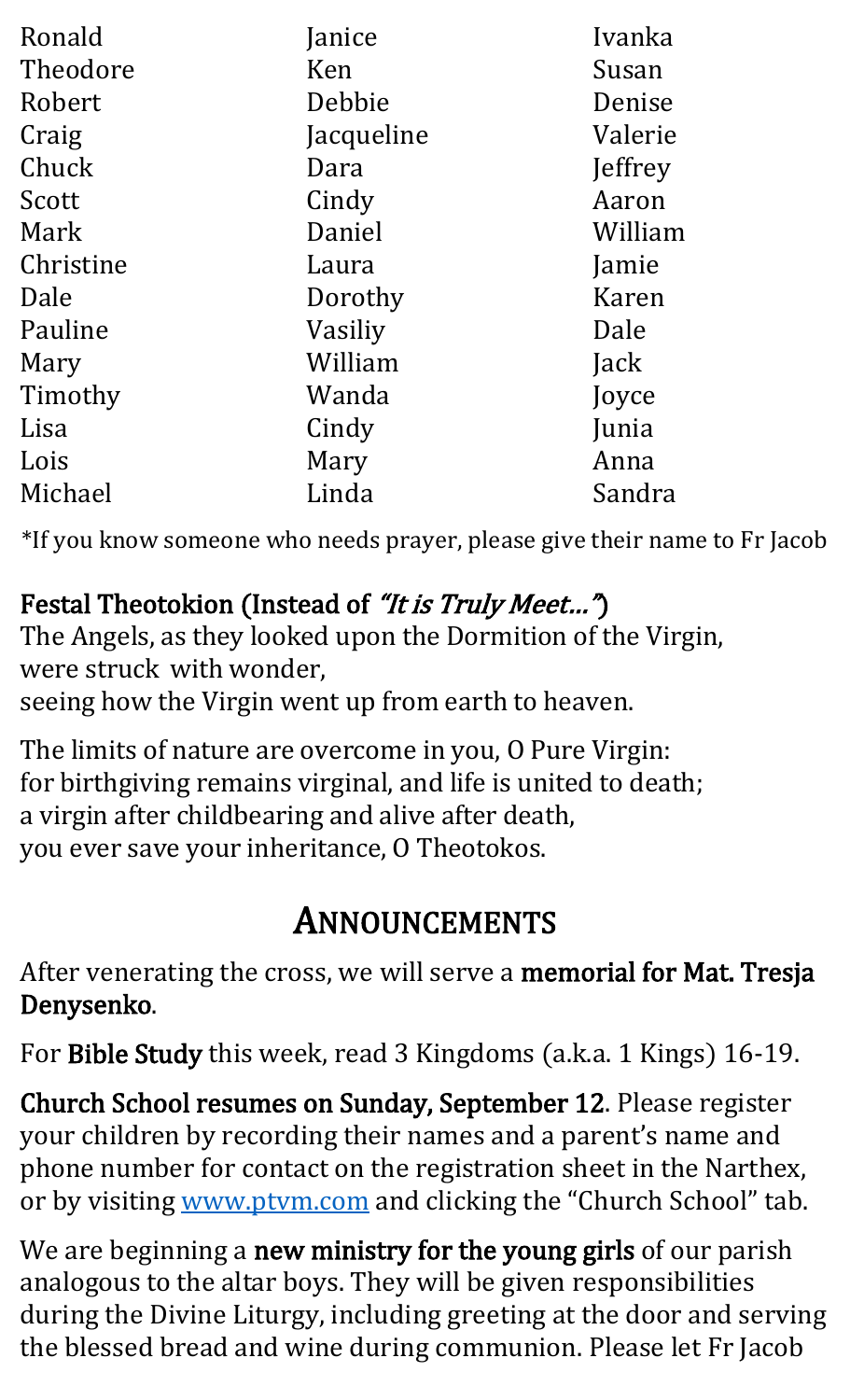Ronald
Theodore
Robert
Craig
Chuck
Scott
Mark
Christine
Dale
Pauline
Mary
Timothy
Lisa
Lois
Michael
Janice
Ken
Debbie
Jacqueline
Dara
Cindy
Daniel
Laura
Dorothy
Vasiliy
William
Wanda
Cindy
Mary
Linda
Ivanka
Susan
Denise
Valerie
Jeffrey
Aaron
William
Jamie
Karen
Dale
Jack
Joyce
Junia
Anna
Sandra

*If you know someone who needs prayer, please give their name to Fr Jacob

**Festal Theotokion (Instead of *"It is Truly Meet…"*)**

The Angels, as they looked upon the Dormition of the Virgin,
were struck with wonder,
seeing how the Virgin went up from earth to heaven.

The limits of nature are overcome in you, O Pure Virgin:
for birthgiving remains virginal, and life is united to death;
a virgin after childbearing and alive after death,
you ever save your inheritance, O Theotokos.

## ANNOUNCEMENTS

After venerating the cross, we will serve a **memorial for Mat. Tresja Denysenko**.

For **Bible Study** this week, read 3 Kingdoms (a.k.a. 1 Kings) 16-19.

**Church School resumes on Sunday, September 12**. Please register your children by recording their names and a parent's name and phone number for contact on the registration sheet in the Narthex, or by visiting [www.ptvm.com](http://www.ptvm.com) and clicking the "Church School" tab.

We are beginning a **new ministry for the young girls** of our parish analogous to the altar boys. They will be given responsibilities during the Divine Liturgy, including greeting at the door and serving the blessed bread and wine during communion. Please let Fr Jacob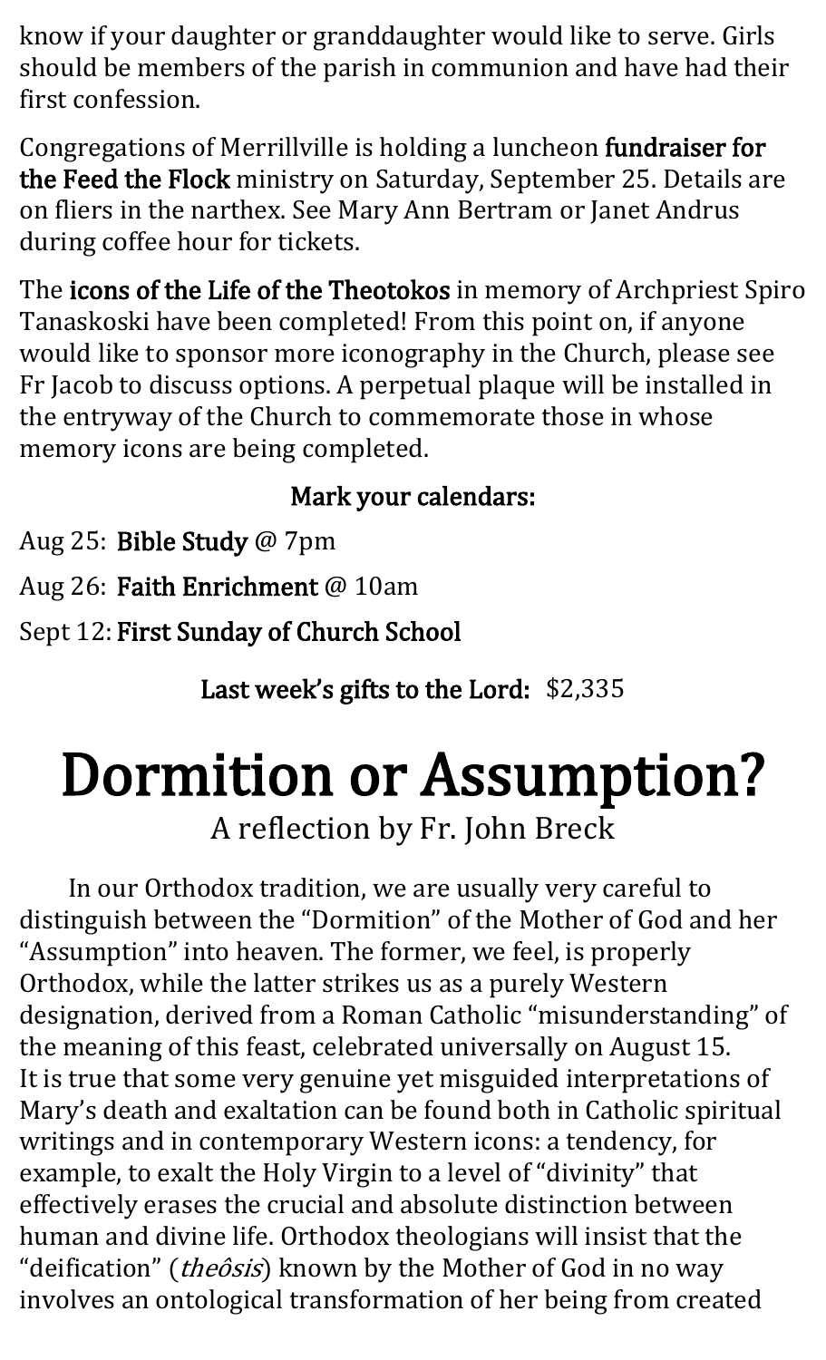know if your daughter or granddaughter would like to serve. Girls should be members of the parish in communion and have had their first confession.

Congregations of Merrillville is holding a luncheon **fundraiser for the Feed the Flock** ministry on Saturday, September 25. Details are on fliers in the narthex. See Mary Ann Bertram or Janet Andrus during coffee hour for tickets.

The **icons of the Life of the Theotokos** in memory of Archpriest Spiro Tanaskoski have been completed! From this point on, if anyone would like to sponsor more iconography in the Church, please see Fr Jacob to discuss options. A perpetual plaque will be installed in the entryway of the Church to commemorate those in whose memory icons are being completed.

**Mark your calendars:**

Aug 25: **Bible Study** @ 7pm

Aug 26: **Faith Enrichment** @ 10am

Sept 12: **First Sunday of Church School**

**Last week's gifts to the Lord:** $2,335

# Dormition or Assumption?

A reflection by Fr. John Breck

In our Orthodox tradition, we are usually very careful to distinguish between the "Dormition" of the Mother of God and her "Assumption" into heaven. The former, we feel, is properly Orthodox, while the latter strikes us as a purely Western designation, derived from a Roman Catholic "misunderstanding" of the meaning of this feast, celebrated universally on August 15. It is true that some very genuine yet misguided interpretations of Mary's death and exaltation can be found both in Catholic spiritual writings and in contemporary Western icons: a tendency, for example, to exalt the Holy Virgin to a level of "divinity" that effectively erases the crucial and absolute distinction between human and divine life. Orthodox theologians will insist that the "deification" (*theôsis*) known by the Mother of God in no way involves an ontological transformation of her being from created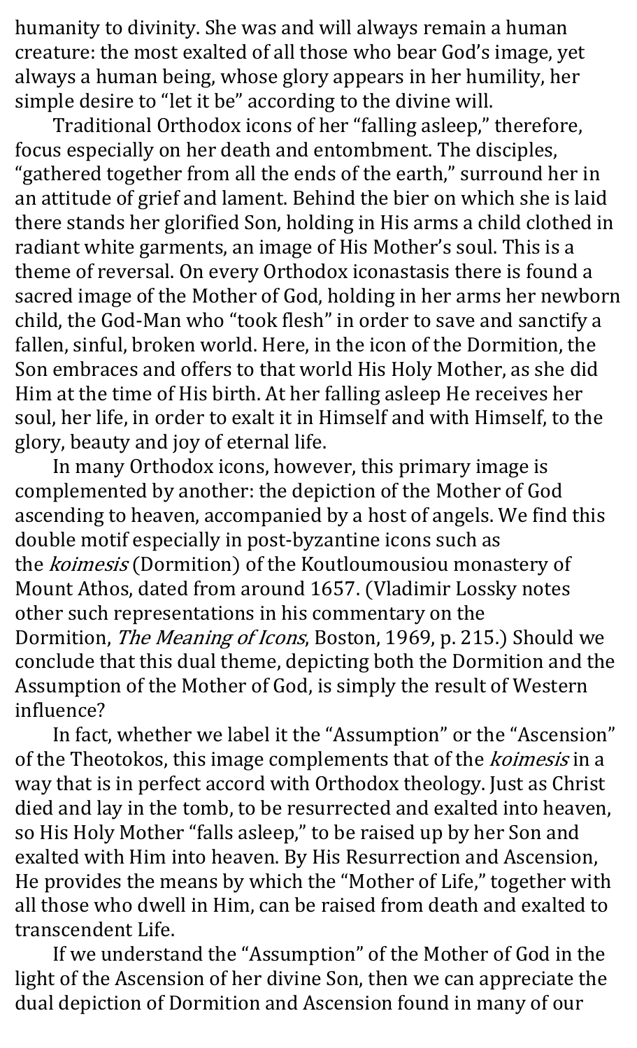humanity to divinity. She was and will always remain a human creature: the most exalted of all those who bear God's image, yet always a human being, whose glory appears in her humility, her simple desire to "let it be" according to the divine will.

Traditional Orthodox icons of her "falling asleep," therefore, focus especially on her death and entombment. The disciples, "gathered together from all the ends of the earth," surround her in an attitude of grief and lament. Behind the bier on which she is laid there stands her glorified Son, holding in His arms a child clothed in radiant white garments, an image of His Mother's soul. This is a theme of reversal. On every Orthodox iconastasis there is found a sacred image of the Mother of God, holding in her arms her newborn child, the God-Man who "took flesh" in order to save and sanctify a fallen, sinful, broken world. Here, in the icon of the Dormition, the Son embraces and offers to that world His Holy Mother, as she did Him at the time of His birth. At her falling asleep He receives her soul, her life, in order to exalt it in Himself and with Himself, to the glory, beauty and joy of eternal life.

In many Orthodox icons, however, this primary image is complemented by another: the depiction of the Mother of God ascending to heaven, accompanied by a host of angels. We find this double motif especially in post-byzantine icons such as the *koimesis* (Dormition) of the Koutloumousiou monastery of Mount Athos, dated from around 1657. (Vladimir Lossky notes other such representations in his commentary on the Dormition, *The Meaning of Icons*, Boston, 1969, p. 215.) Should we conclude that this dual theme, depicting both the Dormition and the Assumption of the Mother of God, is simply the result of Western influence?

In fact, whether we label it the "Assumption" or the "Ascension" of the Theotokos, this image complements that of the *koimesis* in a way that is in perfect accord with Orthodox theology. Just as Christ died and lay in the tomb, to be resurrected and exalted into heaven, so His Holy Mother "falls asleep," to be raised up by her Son and exalted with Him into heaven. By His Resurrection and Ascension, He provides the means by which the "Mother of Life," together with all those who dwell in Him, can be raised from death and exalted to transcendent Life.

If we understand the "Assumption" of the Mother of God in the light of the Ascension of her divine Son, then we can appreciate the dual depiction of Dormition and Ascension found in many of our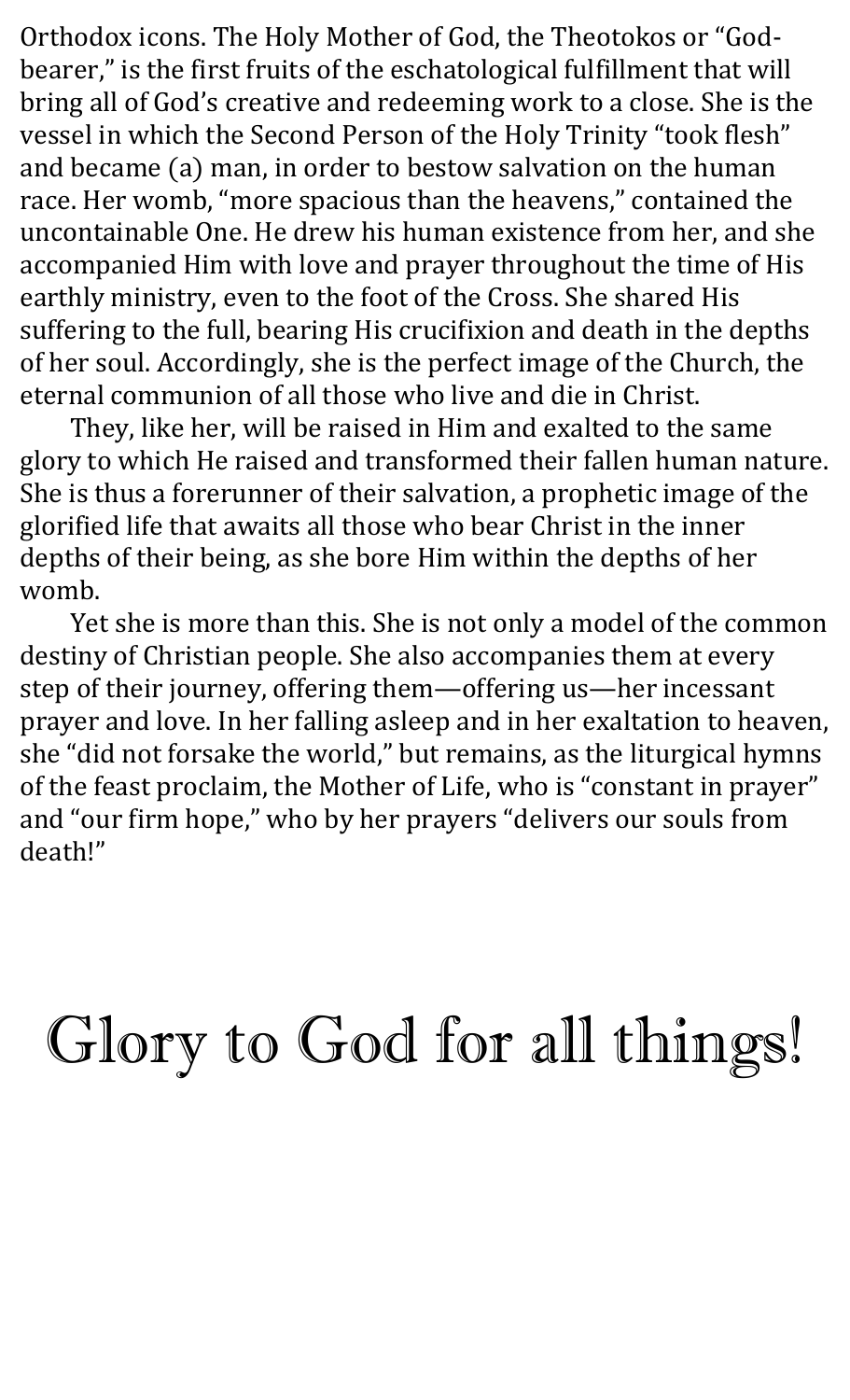Orthodox icons. The Holy Mother of God, the Theotokos or "God-bearer," is the first fruits of the eschatological fulfillment that will bring all of God's creative and redeeming work to a close. She is the vessel in which the Second Person of the Holy Trinity "took flesh" and became (a) man, in order to bestow salvation on the human race. Her womb, "more spacious than the heavens," contained the uncontainable One. He drew his human existence from her, and she accompanied Him with love and prayer throughout the time of His earthly ministry, even to the foot of the Cross. She shared His suffering to the full, bearing His crucifixion and death in the depths of her soul. Accordingly, she is the perfect image of the Church, the eternal communion of all those who live and die in Christ.

They, like her, will be raised in Him and exalted to the same glory to which He raised and transformed their fallen human nature. She is thus a forerunner of their salvation, a prophetic image of the glorified life that awaits all those who bear Christ in the inner depths of their being, as she bore Him within the depths of her womb.

Yet she is more than this. She is not only a model of the common destiny of Christian people. She also accompanies them at every step of their journey, offering them—offering us—her incessant prayer and love. In her falling asleep and in her exaltation to heaven, she "did not forsake the world," but remains, as the liturgical hymns of the feast proclaim, the Mother of Life, who is "constant in prayer" and "our firm hope," who by her prayers "delivers our souls from death!"

# Glory to God for all things!